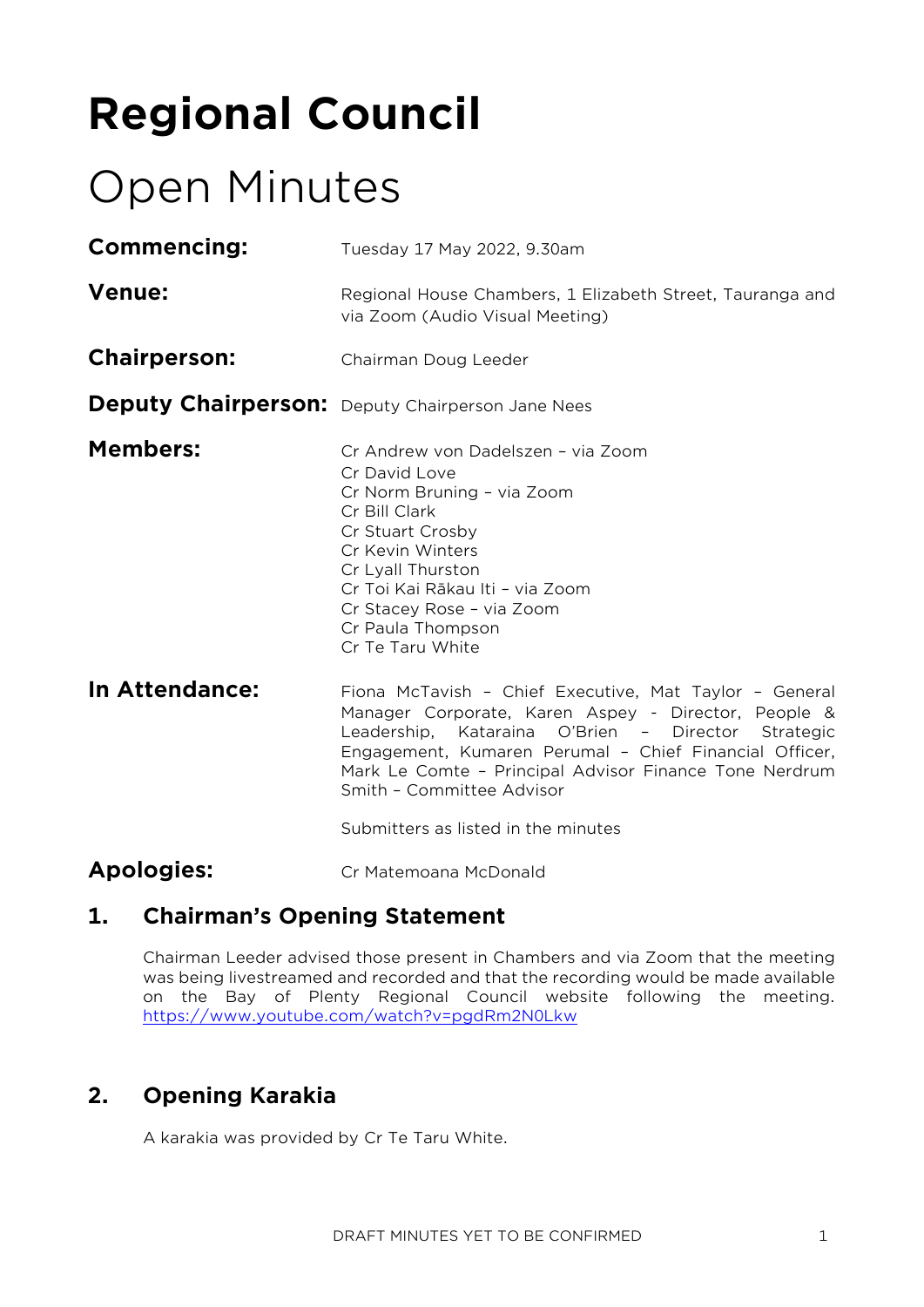# Regional Council

## Open Minutes

**Commencing:** Tuesday 17 May 2022, 9.30am

**Venue:** Regional House Chambers, 1 Elizabeth Street, Tauranga and via Zoom (Audio Visual Meeting)

**Chairperson:** Chairman Doug Leeder

**Deputy Chairperson:** Deputy Chairperson Jane Nees

**Members:**
Cr Andrew von Dadelszen – via Zoom
Cr David Love
Cr Norm Bruning – via Zoom
Cr Bill Clark
Cr Stuart Crosby
Cr Kevin Winters
Cr Lyall Thurston
Cr Toi Kai Rākau Iti – via Zoom
Cr Stacey Rose – via Zoom
Cr Paula Thompson
Cr Te Taru White

**In Attendance:** Fiona McTavish – Chief Executive, Mat Taylor – General Manager Corporate, Karen Aspey - Director, People & Leadership, Kataraina O'Brien – Director Strategic Engagement, Kumaren Perumal – Chief Financial Officer, Mark Le Comte – Principal Advisor Finance Tone Nerdrum Smith – Committee Advisor

Submitters as listed in the minutes

**Apologies:** Cr Matemoana McDonald

## 1. Chairman's Opening Statement

Chairman Leeder advised those present in Chambers and via Zoom that the meeting was being livestreamed and recorded and that the recording would be made available on the Bay of Plenty Regional Council website following the meeting. https://www.youtube.com/watch?v=pgdRm2N0Lkw

## 2. Opening Karakia

A karakia was provided by Cr Te Taru White.

DRAFT MINUTES YET TO BE CONFIRMED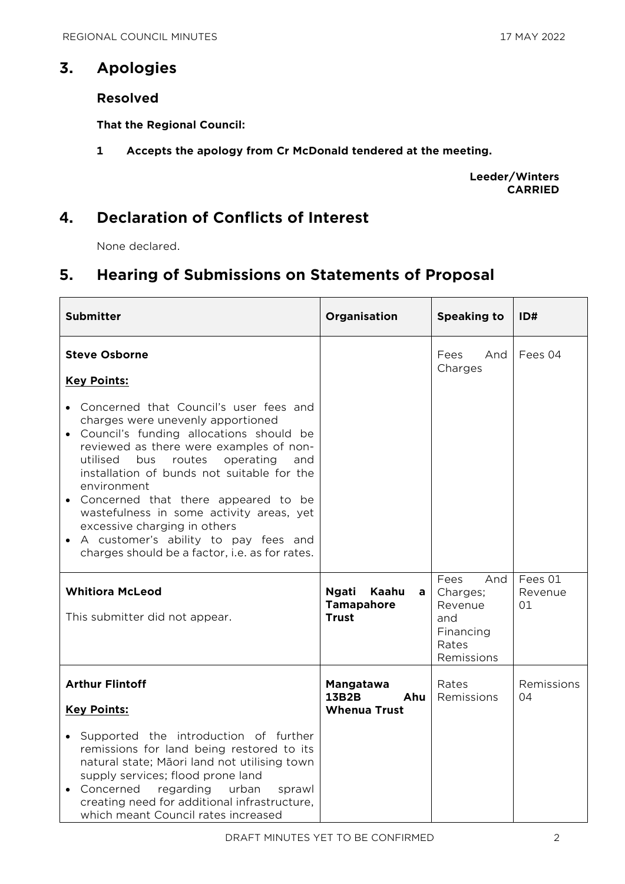## 3. Apologies

### Resolved

**That the Regional Council:**

**1 Accepts the apology from Cr McDonald tendered at the meeting.**

**Leeder/Winters**
**CARRIED**

## 4. Declaration of Conflicts of Interest

None declared.

## 5. Hearing of Submissions on Statements of Proposal

| Submitter | Organisation | Speaking to | ID# |
|---|---|---|---|
| **Steve Osborne**<br><br>**Key Points:**<br><br>• Concerned that Council's user fees and charges were unevenly apportioned<br>• Council's funding allocations should be reviewed as there were examples of non-utilised bus routes operating and installation of bunds not suitable for the environment<br>• Concerned that there appeared to be wastefulness in some activity areas, yet excessive charging in others<br>• A customer's ability to pay fees and charges should be a factor, i.e. as for rates. | | Fees And Charges | Fees 04 |
| **Whitiora McLeod**<br><br>This submitter did not appear. | **Ngati Kaahu a Tamapahore Trust** | Fees And Charges; Revenue and Financing Rates Remissions | Fees 01 Revenue 01 |
| **Arthur Flintoff**<br><br>**Key Points:**<br><br>• Supported the introduction of further remissions for land being restored to its natural state; Māori land not utilising town supply services; flood prone land<br>• Concerned regarding urban sprawl creating need for additional infrastructure, which meant Council rates increased | **Mangatawa 13B2B Ahu Whenua Trust** | Rates Remissions | Remissions 04 |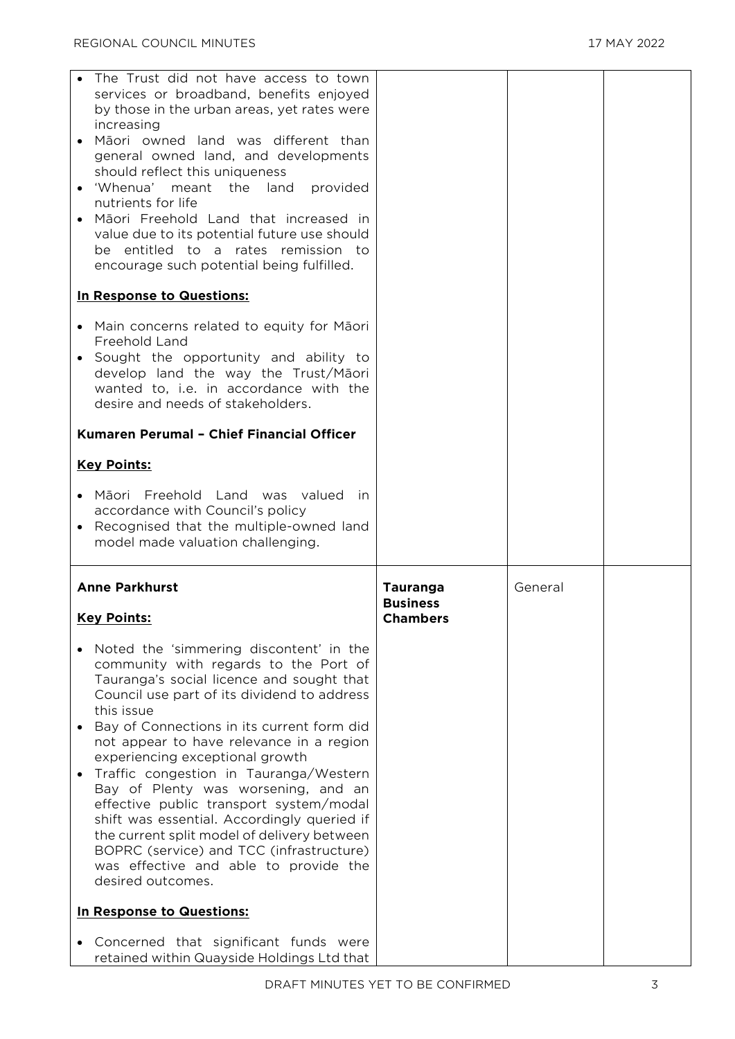| | | | |
|---|---|---|---|
| • The Trust did not have access to town services or broadband, benefits enjoyed by those in the urban areas, yet rates were increasing<br>• Māori owned land was different than general owned land, and developments should reflect this uniqueness<br>• 'Whenua' meant the land provided nutrients for life<br>• Māori Freehold Land that increased in value due to its potential future use should be entitled to a rates remission to encourage such potential being fulfilled.<br><br>**<u>In Response to Questions:</u>**<br><br>• Main concerns related to equity for Māori Freehold Land<br>• Sought the opportunity and ability to develop land the way the Trust/Māori wanted to, i.e. in accordance with the desire and needs of stakeholders.<br><br>**Kumaren Perumal – Chief Financial Officer**<br><br>**<u>Key Points:</u>**<br><br>• Māori Freehold Land was valued in accordance with Council's policy<br>• Recognised that the multiple-owned land model made valuation challenging. | | | |
| **Anne Parkhurst**<br><br>**<u>Key Points:</u>**<br><br>• Noted the 'simmering discontent' in the community with regards to the Port of Tauranga's social licence and sought that Council use part of its dividend to address this issue<br>• Bay of Connections in its current form did not appear to have relevance in a region experiencing exceptional growth<br>• Traffic congestion in Tauranga/Western Bay of Plenty was worsening, and an effective public transport system/modal shift was essential. Accordingly queried if the current split model of delivery between BOPRC (service) and TCC (infrastructure) was effective and able to provide the desired outcomes.<br><br>**<u>In Response to Questions:</u>**<br><br>• Concerned that significant funds were retained within Quayside Holdings Ltd that | **Tauranga Business Chambers** | General | |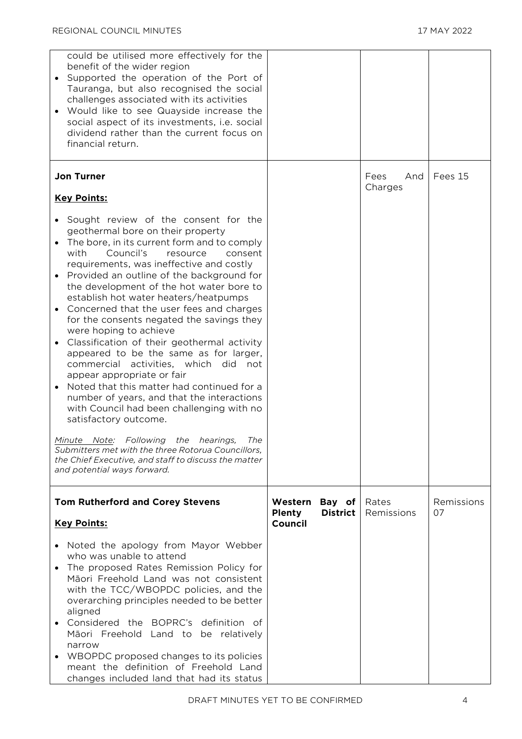| | | | |
|---|---|---|---|
| could be utilised more effectively for the benefit of the wider region<br>• Supported the operation of the Port of Tauranga, but also recognised the social challenges associated with its activities<br>• Would like to see Quayside increase the social aspect of its investments, i.e. social dividend rather than the current focus on financial return. | | | |
| **Jon Turner**<br><br>**Key Points:**<br><br>• Sought review of the consent for the geothermal bore on their property<br>• The bore, in its current form and to comply with Council's resource consent requirements, was ineffective and costly<br>• Provided an outline of the background for the development of the hot water bore to establish hot water heaters/heatpumps<br>• Concerned that the user fees and charges for the consents negated the savings they were hoping to achieve<br>• Classification of their geothermal activity appeared to be the same as for larger, commercial activities, which did not appear appropriate or fair<br>• Noted that this matter had continued for a number of years, and that the interactions with Council had been challenging with no satisfactory outcome.<br><br>*Minute Note: Following the hearings, The Submitters met with the three Rotorua Councillors, the Chief Executive, and staff to discuss the matter and potential ways forward.* | | Fees And Charges | Fees 15 |
| **Tom Rutherford and Corey Stevens**<br><br>**Key Points:**<br><br>• Noted the apology from Mayor Webber who was unable to attend<br>• The proposed Rates Remission Policy for Māori Freehold Land was not consistent with the TCC/WBOPDC policies, and the overarching principles needed to be better aligned<br>• Considered the BOPRC's definition of Māori Freehold Land to be relatively narrow<br>• WBOPDC proposed changes to its policies meant the definition of Freehold Land changes included land that had its status | **Western Bay of Plenty District Council** | Rates Remissions | Remissions 07 |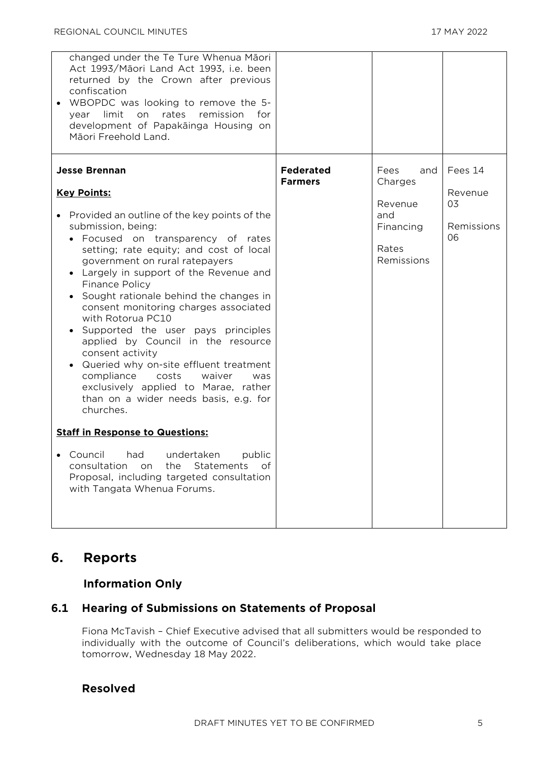| | | | |
|---|---|---|---|
| changed under the Te Ture Whenua Māori Act 1993/Māori Land Act 1993, i.e. been returned by the Crown after previous confiscation<br>• WBOPDC was looking to remove the 5-year limit on rates remission for development of Papakāinga Housing on Māori Freehold Land. | | | |
| **Jesse Brennan**<br><br>**Key Points:**<br><br>• Provided an outline of the key points of the submission, being:<br>  • Focused on transparency of rates setting; rate equity; and cost of local government on rural ratepayers<br>  • Largely in support of the Revenue and Finance Policy<br>  • Sought rationale behind the changes in consent monitoring charges associated with Rotorua PC10<br>  • Supported the user pays principles applied by Council in the resource consent activity<br>  • Queried why on-site effluent treatment compliance costs waiver was exclusively applied to Marae, rather than on a wider needs basis, e.g. for churches.<br><br>**Staff in Response to Questions:**<br><br>• Council had undertaken public consultation on the Statements of Proposal, including targeted consultation with Tangata Whenua Forums. | **Federated Farmers** | Fees and Charges<br><br>Revenue and Financing<br><br>Rates Remissions | Fees 14<br><br>Revenue 03<br><br>Remissions 06 |

## 6. Reports

### Information Only

### 6.1 Hearing of Submissions on Statements of Proposal

Fiona McTavish – Chief Executive advised that all submitters would be responded to individually with the outcome of Council's deliberations, which would take place tomorrow, Wednesday 18 May 2022.

### Resolved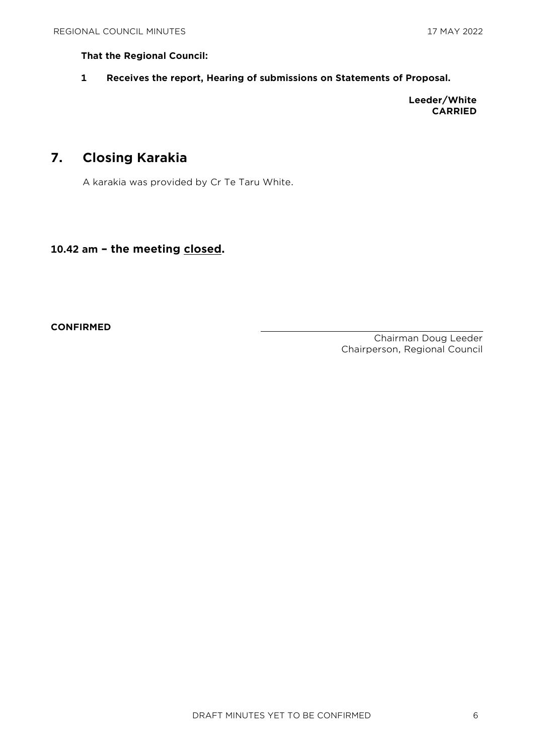**That the Regional Council:**

**1 Receives the report, Hearing of submissions on Statements of Proposal.**

**Leeder/White**
**CARRIED**

## 7. Closing Karakia

A karakia was provided by Cr Te Taru White.

**10.42 am – the meeting closed.**

**CONFIRMED**

Chairman Doug Leeder
Chairperson, Regional Council

DRAFT MINUTES YET TO BE CONFIRMED